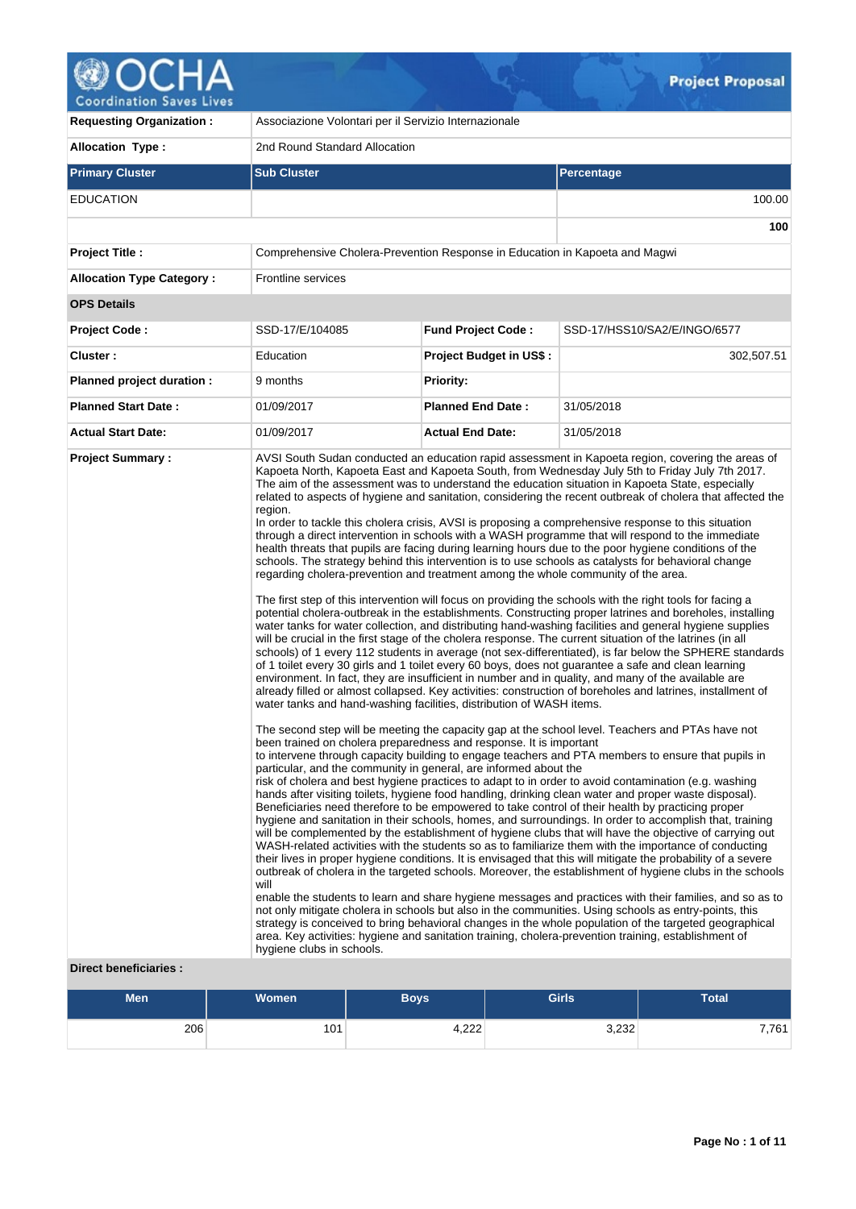# Project Proposal

| | |
|---|---|
| **Requesting Organization :** | Associazione Volontari per il Servizio Internazionale |
| **Allocation Type :** | 2nd Round Standard Allocation |

| Primary Cluster | Sub Cluster | Percentage |
|---|---|---|
| EDUCATION | | 100.00 |
| | | **100** |

| | |
|---|---|
| **Project Title :** | Comprehensive Cholera-Prevention Response in Education in Kapoeta and Magwi |
| **Allocation Type Category :** | Frontline services |

**OPS Details**

| | | | |
|---|---|---|---|
| **Project Code :** | SSD-17/E/104085 | **Fund Project Code :** | SSD-17/HSS10/SA2/E/INGO/6577 |
| **Cluster :** | Education | **Project Budget in US$ :** | 302,507.51 |
| **Planned project duration :** | 9 months | **Priority:** | |
| **Planned Start Date :** | 01/09/2017 | **Planned End Date :** | 31/05/2018 |
| **Actual Start Date:** | 01/09/2017 | **Actual End Date:** | 31/05/2018 |

**Project Summary :**

AVSI South Sudan conducted an education rapid assessment in Kapoeta region, covering the areas of Kapoeta North, Kapoeta East and Kapoeta South, from Wednesday July 5th to Friday July 7th 2017. The aim of the assessment was to understand the education situation in Kapoeta State, especially related to aspects of hygiene and sanitation, considering the recent outbreak of cholera that affected the region.
In order to tackle this cholera crisis, AVSI is proposing a comprehensive response to this situation through a direct intervention in schools with a WASH programme that will respond to the immediate health threats that pupils are facing during learning hours due to the poor hygiene conditions of the schools. The strategy behind this intervention is to use schools as catalysts for behavioral change regarding cholera-prevention and treatment among the whole community of the area.

The first step of this intervention will focus on providing the schools with the right tools for facing a potential cholera-outbreak in the establishments. Constructing proper latrines and boreholes, installing water tanks for water collection, and distributing hand-washing facilities and general hygiene supplies will be crucial in the first stage of the cholera response. The current situation of the latrines (in all schools) of 1 every 112 students in average (not sex-differentiated), is far below the SPHERE standards of 1 toilet every 30 girls and 1 toilet every 60 boys, does not guarantee a safe and clean learning environment. In fact, they are insufficient in number and in quality, and many of the available are already filled or almost collapsed. Key activities: construction of boreholes and latrines, installment of water tanks and hand-washing facilities, distribution of WASH items.

The second step will be meeting the capacity gap at the school level. Teachers and PTAs have not been trained on cholera preparedness and response. It is important to intervene through capacity building to engage teachers and PTA members to ensure that pupils in particular, and the community in general, are informed about the risk of cholera and best hygiene practices to adapt to in order to avoid contamination (e.g. washing hands after visiting toilets, hygiene food handling, drinking clean water and proper waste disposal). Beneficiaries need therefore to be empowered to take control of their health by practicing proper hygiene and sanitation in their schools, homes, and surroundings. In order to accomplish that, training will be complemented by the establishment of hygiene clubs that will have the objective of carrying out WASH-related activities with the students so as to familiarize them with the importance of conducting their lives in proper hygiene conditions. It is envisaged that this will mitigate the probability of a severe outbreak of cholera in the targeted schools. Moreover, the establishment of hygiene clubs in the schools will enable the students to learn and share hygiene messages and practices with their families, and so as to not only mitigate cholera in schools but also in the communities. Using schools as entry-points, this strategy is conceived to bring behavioral changes in the whole population of the targeted geographical area. Key activities: hygiene and sanitation training, cholera-prevention training, establishment of hygiene clubs in schools.

**Direct beneficiaries :**

| Men | Women | Boys | Girls | Total |
|---|---|---|---|---|
| 206 | 101 | 4,222 | 3,232 | 7,761 |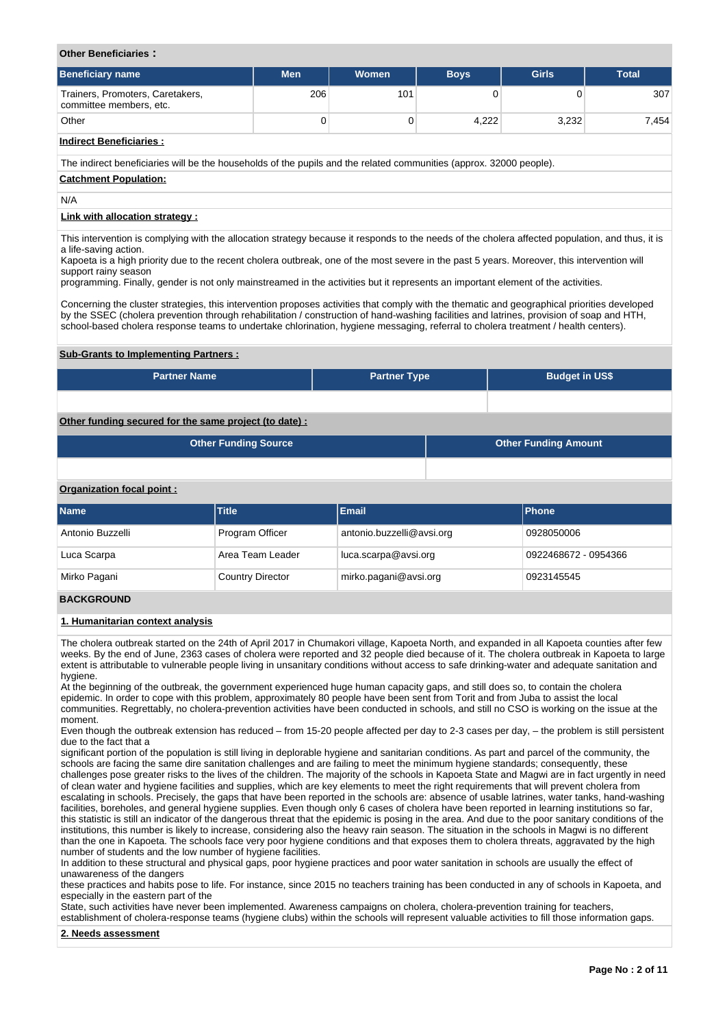**Other Beneficiaries :**

| Beneficiary name | Men | Women | Boys | Girls | Total |
|---|---|---|---|---|---|
| Trainers, Promoters, Caretakers, committee members, etc. | 206 | 101 | 0 | 0 | 307 |
| Other | 0 | 0 | 4,222 | 3,232 | 7,454 |

**Indirect Beneficiaries :**

The indirect beneficiaries will be the households of the pupils and the related communities (approx. 32000 people).

**Catchment Population:**

N/A

**Link with allocation strategy :**

This intervention is complying with the allocation strategy because it responds to the needs of the cholera affected population, and thus, it is a life-saving action.
Kapoeta is a high priority due to the recent cholera outbreak, one of the most severe in the past 5 years. Moreover, this intervention will support rainy season
programming. Finally, gender is not only mainstreamed in the activities but it represents an important element of the activities.

Concerning the cluster strategies, this intervention proposes activities that comply with the thematic and geographical priorities developed by the SSEC (cholera prevention through rehabilitation / construction of hand-washing facilities and latrines, provision of soap and HTH, school-based cholera response teams to undertake chlorination, hygiene messaging, referral to cholera treatment / health centers).

**Sub-Grants to Implementing Partners :**

| Partner Name | Partner Type | Budget in US$ |
|---|---|---|
| | | |

**Other funding secured for the same project (to date) :**

| Other Funding Source | Other Funding Amount |
|---|---|
| | |

**Organization focal point :**

| Name | Title | Email | Phone |
|---|---|---|---|
| Antonio Buzzelli | Program Officer | antonio.buzzelli@avsi.org | 0928050006 |
| Luca Scarpa | Area Team Leader | luca.scarpa@avsi.org | 0922468672 - 0954366 |
| Mirko Pagani | Country Director | mirko.pagani@avsi.org | 0923145545 |

## BACKGROUND

**1. Humanitarian context analysis**

The cholera outbreak started on the 24th of April 2017 in Chumakori village, Kapoeta North, and expanded in all Kapoeta counties after few weeks. By the end of June, 2363 cases of cholera were reported and 32 people died because of it. The cholera outbreak in Kapoeta to large extent is attributable to vulnerable people living in unsanitary conditions without access to safe drinking-water and adequate sanitation and hygiene.
At the beginning of the outbreak, the government experienced huge human capacity gaps, and still does so, to contain the cholera epidemic. In order to cope with this problem, approximately 80 people have been sent from Torit and from Juba to assist the local communities. Regrettably, no cholera-prevention activities have been conducted in schools, and still no CSO is working on the issue at the moment.
Even though the outbreak extension has reduced – from 15-20 people affected per day to 2-3 cases per day, – the problem is still persistent due to the fact that a
significant portion of the population is still living in deplorable hygiene and sanitarian conditions. As part and parcel of the community, the schools are facing the same dire sanitation challenges and are failing to meet the minimum hygiene standards; consequently, these challenges pose greater risks to the lives of the children. The majority of the schools in Kapoeta State and Magwi are in fact urgently in need of clean water and hygiene facilities and supplies, which are key elements to meet the right requirements that will prevent cholera from escalating in schools. Precisely, the gaps that have been reported in the schools are: absence of usable latrines, water tanks, hand-washing facilities, boreholes, and general hygiene supplies. Even though only 6 cases of cholera have been reported in learning institutions so far, this statistic is still an indicator of the dangerous threat that the epidemic is posing in the area. And due to the poor sanitary conditions of the institutions, this number is likely to increase, considering also the heavy rain season. The situation in the schools in Magwi is no different than the one in Kapoeta. The schools face very poor hygiene conditions and that exposes them to cholera threats, aggravated by the high number of students and the low number of hygiene facilities.
In addition to these structural and physical gaps, poor hygiene practices and poor water sanitation in schools are usually the effect of unawareness of the dangers
these practices and habits pose to life. For instance, since 2015 no teachers training has been conducted in any of schools in Kapoeta, and especially in the eastern part of the
State, such activities have never been implemented. Awareness campaigns on cholera, cholera-prevention training for teachers, establishment of cholera-response teams (hygiene clubs) within the schools will represent valuable activities to fill those information gaps.

**2. Needs assessment**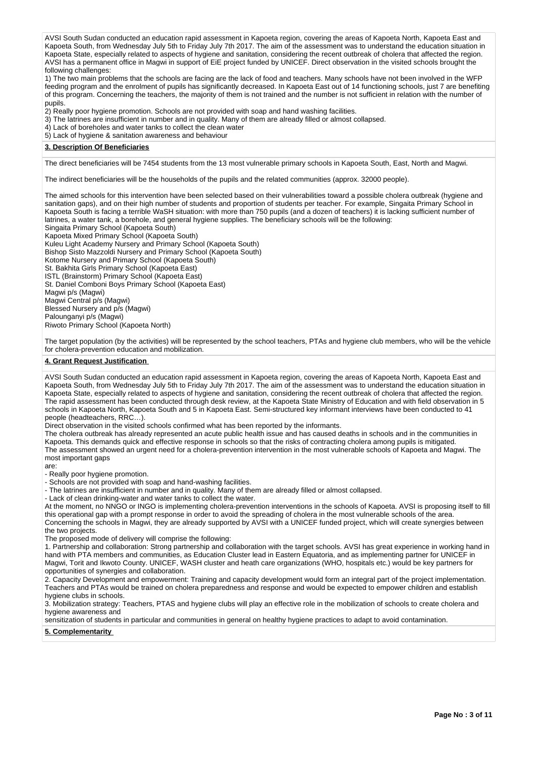AVSI South Sudan conducted an education rapid assessment in Kapoeta region, covering the areas of Kapoeta North, Kapoeta East and Kapoeta South, from Wednesday July 5th to Friday July 7th 2017. The aim of the assessment was to understand the education situation in Kapoeta State, especially related to aspects of hygiene and sanitation, considering the recent outbreak of cholera that affected the region. AVSI has a permanent office in Magwi in support of EiE project funded by UNICEF. Direct observation in the visited schools brought the following challenges:

1) The two main problems that the schools are facing are the lack of food and teachers. Many schools have not been involved in the WFP feeding program and the enrolment of pupils has significantly decreased. In Kapoeta East out of 14 functioning schools, just 7 are benefiting of this program. Concerning the teachers, the majority of them is not trained and the number is not sufficient in relation with the number of pupils.

2) Really poor hygiene promotion. Schools are not provided with soap and hand washing facilities.

3) The latrines are insufficient in number and in quality. Many of them are already filled or almost collapsed.

4) Lack of boreholes and water tanks to collect the clean water

5) Lack of hygiene & sanitation awareness and behaviour

**3. Description Of Beneficiaries**

The direct beneficiaries will be 7454 students from the 13 most vulnerable primary schools in Kapoeta South, East, North and Magwi.

The indirect beneficiaries will be the households of the pupils and the related communities (approx. 32000 people).

The aimed schools for this intervention have been selected based on their vulnerabilities toward a possible cholera outbreak (hygiene and sanitation gaps), and on their high number of students and proportion of students per teacher. For example, Singaita Primary School in Kapoeta South is facing a terrible WaSH situation: with more than 750 pupils (and a dozen of teachers) it is lacking sufficient number of latrines, a water tank, a borehole, and general hygiene supplies. The beneficiary schools will be the following:

Singaita Primary School (Kapoeta South)
Kapoeta Mixed Primary School (Kapoeta South)
Kuleu Light Academy Nursery and Primary School (Kapoeta South)
Bishop Sisto Mazzoldi Nursery and Primary School (Kapoeta South)
Kotome Nursery and Primary School (Kapoeta South)
St. Bakhita Girls Primary School (Kapoeta East)
ISTL (Brainstorm) Primary School (Kapoeta East)
St. Daniel Comboni Boys Primary School (Kapoeta East)
Magwi p/s (Magwi)
Magwi Central p/s (Magwi)
Blessed Nursery and p/s (Magwi)
Palounganyi p/s (Magwi)
Riwoto Primary School (Kapoeta North)

The target population (by the activities) will be represented by the school teachers, PTAs and hygiene club members, who will be the vehicle for cholera-prevention education and mobilization.

**4. Grant Request Justification**

AVSI South Sudan conducted an education rapid assessment in Kapoeta region, covering the areas of Kapoeta North, Kapoeta East and Kapoeta South, from Wednesday July 5th to Friday July 7th 2017. The aim of the assessment was to understand the education situation in Kapoeta State, especially related to aspects of hygiene and sanitation, considering the recent outbreak of cholera that affected the region. The rapid assessment has been conducted through desk review, at the Kapoeta State Ministry of Education and with field observation in 5 schools in Kapoeta North, Kapoeta South and 5 in Kapoeta East. Semi-structured key informant interviews have been conducted to 41 people (headteachers, RRC…).

Direct observation in the visited schools confirmed what has been reported by the informants.

The cholera outbreak has already represented an acute public health issue and has caused deaths in schools and in the communities in Kapoeta. This demands quick and effective response in schools so that the risks of contracting cholera among pupils is mitigated.

The assessment showed an urgent need for a cholera-prevention intervention in the most vulnerable schools of Kapoeta and Magwi. The most important gaps are:

- Really poor hygiene promotion.
- Schools are not provided with soap and hand-washing facilities.
- The latrines are insufficient in number and in quality. Many of them are already filled or almost collapsed.
- Lack of clean drinking-water and water tanks to collect the water.

At the moment, no NNGO or INGO is implementing cholera-prevention interventions in the schools of Kapoeta. AVSI is proposing itself to fill this operational gap with a prompt response in order to avoid the spreading of cholera in the most vulnerable schools of the area.

Concerning the schools in Magwi, they are already supported by AVSI with a UNICEF funded project, which will create synergies between the two projects.

The proposed mode of delivery will comprise the following:

1. Partnership and collaboration: Strong partnership and collaboration with the target schools. AVSI has great experience in working hand in hand with PTA members and communities, as Education Cluster lead in Eastern Equatoria, and as implementing partner for UNICEF in Magwi, Torit and Ikwoto County. UNICEF, WASH cluster and heath care organizations (WHO, hospitals etc.) would be key partners for opportunities of synergies and collaboration.
2. Capacity Development and empowerment: Training and capacity development would form an integral part of the project implementation. Teachers and PTAs would be trained on cholera preparedness and response and would be expected to empower children and establish hygiene clubs in schools.
3. Mobilization strategy: Teachers, PTAS and hygiene clubs will play an effective role in the mobilization of schools to create cholera and hygiene awareness and sensitization of students in particular and communities in general on healthy hygiene practices to adapt to avoid contamination.

**5. Complementarity**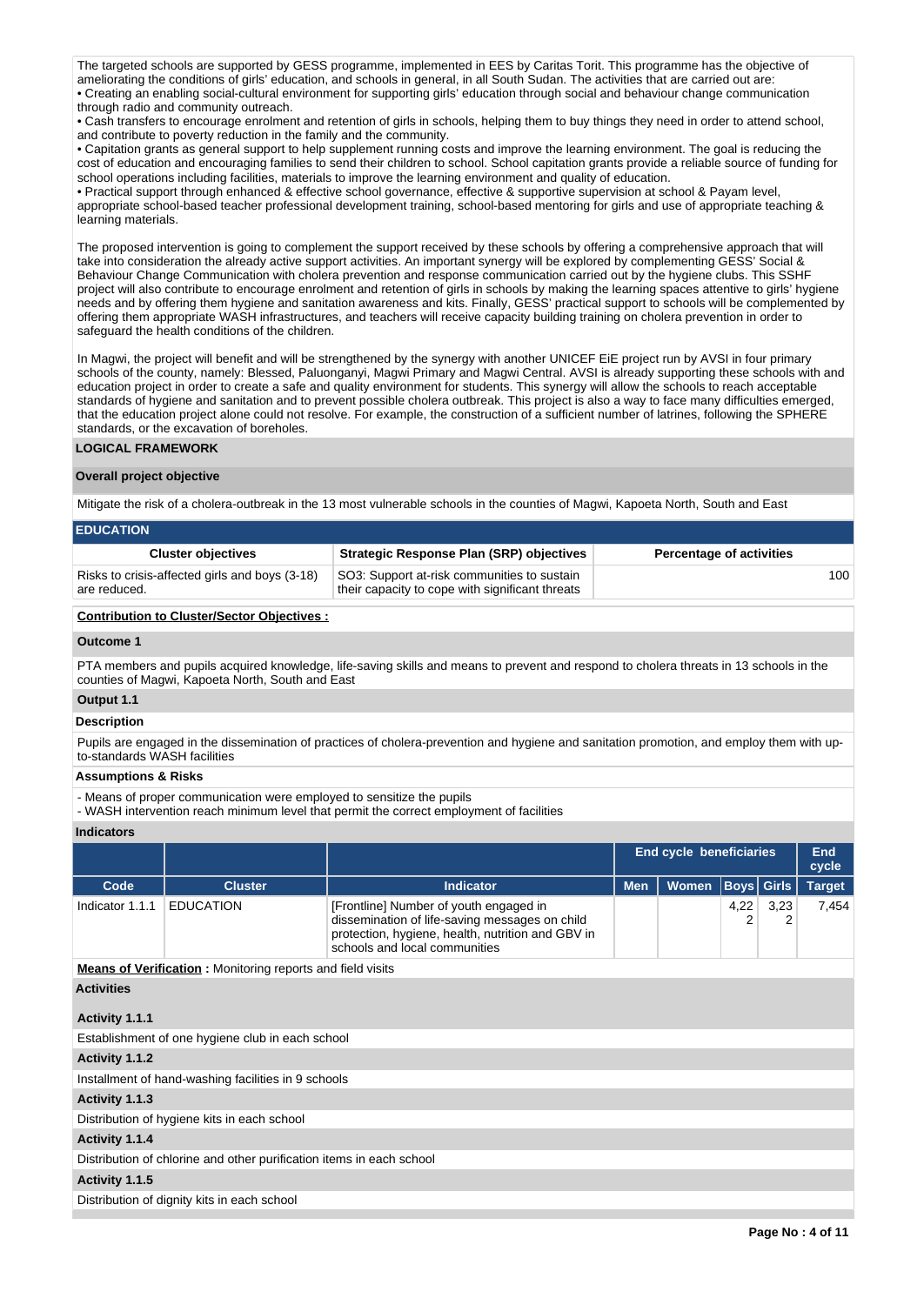The targeted schools are supported by GESS programme, implemented in EES by Caritas Torit. This programme has the objective of ameliorating the conditions of girls' education, and schools in general, in all South Sudan. The activities that are carried out are:
• Creating an enabling social-cultural environment for supporting girls' education through social and behaviour change communication through radio and community outreach.
• Cash transfers to encourage enrolment and retention of girls in schools, helping them to buy things they need in order to attend school, and contribute to poverty reduction in the family and the community.
• Capitation grants as general support to help supplement running costs and improve the learning environment. The goal is reducing the cost of education and encouraging families to send their children to school. School capitation grants provide a reliable source of funding for school operations including facilities, materials to improve the learning environment and quality of education.
• Practical support through enhanced & effective school governance, effective & supportive supervision at school & Payam level, appropriate school-based teacher professional development training, school-based mentoring for girls and use of appropriate teaching & learning materials.

The proposed intervention is going to complement the support received by these schools by offering a comprehensive approach that will take into consideration the already active support activities. An important synergy will be explored by complementing GESS' Social & Behaviour Change Communication with cholera prevention and response communication carried out by the hygiene clubs. This SSHF project will also contribute to encourage enrolment and retention of girls in schools by making the learning spaces attentive to girls' hygiene needs and by offering them hygiene and sanitation awareness and kits. Finally, GESS' practical support to schools will be complemented by offering them appropriate WASH infrastructures, and teachers will receive capacity building training on cholera prevention in order to safeguard the health conditions of the children.

In Magwi, the project will benefit and will be strengthened by the synergy with another UNICEF EiE project run by AVSI in four primary schools of the county, namely: Blessed, Paluonganyi, Magwi Primary and Magwi Central. AVSI is already supporting these schools with and education project in order to create a safe and quality environment for students. This synergy will allow the schools to reach acceptable standards of hygiene and sanitation and to prevent possible cholera outbreak. This project is also a way to face many difficulties emerged, that the education project alone could not resolve. For example, the construction of a sufficient number of latrines, following the SPHERE standards, or the excavation of boreholes.

## LOGICAL FRAMEWORK

### Overall project objective

Mitigate the risk of a cholera-outbreak in the 13 most vulnerable schools in the counties of Magwi, Kapoeta North, South and East

### EDUCATION

| Cluster objectives | Strategic Response Plan (SRP) objectives | Percentage of activities |
|---|---|---|
| Risks to crisis-affected girls and boys (3-18) are reduced. | SO3: Support at-risk communities to sustain their capacity to cope with significant threats | 100 |

**Contribution to Cluster/Sector Objectives :**

**Outcome 1**

PTA members and pupils acquired knowledge, life-saving skills and means to prevent and respond to cholera threats in 13 schools in the counties of Magwi, Kapoeta North, South and East

**Output 1.1**

**Description**

Pupils are engaged in the dissemination of practices of cholera-prevention and hygiene and sanitation promotion, and employ them with up-to-standards WASH facilities

**Assumptions & Risks**

- Means of proper communication were employed to sensitize the pupils
- WASH intervention reach minimum level that permit the correct employment of facilities

**Indicators**

| | | | End cycle beneficiaries | | | | End cycle |
|---|---|---|---|---|---|---|---|
| Code | Cluster | Indicator | Men | Women | Boys | Girls | Target |
| Indicator 1.1.1 | EDUCATION | [Frontline] Number of youth engaged in dissemination of life-saving messages on child protection, hygiene, health, nutrition and GBV in schools and local communities | | | 4,222 | 3,232 | 7,454 |

**Means of Verification :** Monitoring reports and field visits

**Activities**

**Activity 1.1.1**

Establishment of one hygiene club in each school

**Activity 1.1.2**

Installment of hand-washing facilities in 9 schools

**Activity 1.1.3**

Distribution of hygiene kits in each school

**Activity 1.1.4**

Distribution of chlorine and other purification items in each school

**Activity 1.1.5**

Distribution of dignity kits in each school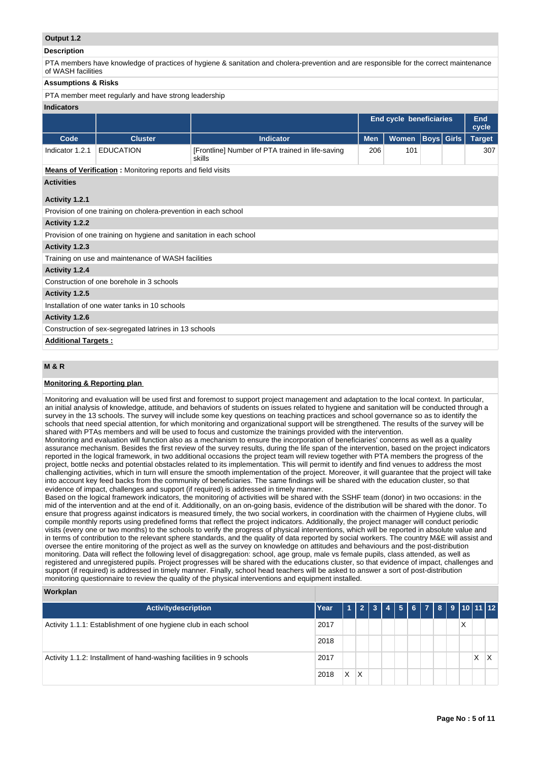### Output 1.2

**Description**

PTA members have knowledge of practices of hygiene & sanitation and cholera-prevention and are responsible for the correct maintenance of WASH facilities

**Assumptions & Risks**

PTA member meet regularly and have strong leadership

**Indicators**

| | | | End cycle beneficiaries | | | | End cycle |
|---|---|---|---|---|---|---|---|
| **Code** | **Cluster** | **Indicator** | **Men** | **Women** | **Boys** | **Girls** | **Target** |
| Indicator 1.2.1 | EDUCATION | [Frontline] Number of PTA trained in life-saving skills | 206 | 101 | | | 307 |

**Means of Verification :** Monitoring reports and field visits

**Activities**

**Activity 1.2.1**

Provision of one training on cholera-prevention in each school

**Activity 1.2.2**

Provision of one training on hygiene and sanitation in each school

**Activity 1.2.3**

Training on use and maintenance of WASH facilities

**Activity 1.2.4**

Construction of one borehole in 3 schools

**Activity 1.2.5**

Installation of one water tanks in 10 schools

**Activity 1.2.6**

Construction of sex-segregated latrines in 13 schools

**Additional Targets :**

## M & R

**Monitoring & Reporting plan**

Monitoring and evaluation will be used first and foremost to support project management and adaptation to the local context. In particular, an initial analysis of knowledge, attitude, and behaviors of students on issues related to hygiene and sanitation will be conducted through a survey in the 13 schools. The survey will include some key questions on teaching practices and school governance so as to identify the schools that need special attention, for which monitoring and organizational support will be strengthened. The results of the survey will be shared with PTAs members and will be used to focus and customize the trainings provided with the intervention.
Monitoring and evaluation will function also as a mechanism to ensure the incorporation of beneficiaries' concerns as well as a quality assurance mechanism. Besides the first review of the survey results, during the life span of the intervention, based on the project indicators reported in the logical framework, in two additional occasions the project team will review together with PTA members the progress of the project, bottle necks and potential obstacles related to its implementation. This will permit to identify and find venues to address the most challenging activities, which in turn will ensure the smooth implementation of the project. Moreover, it will guarantee that the project will take into account key feed backs from the community of beneficiaries. The same findings will be shared with the education cluster, so that evidence of impact, challenges and support (if required) is addressed in timely manner.
Based on the logical framework indicators, the monitoring of activities will be shared with the SSHF team (donor) in two occasions: in the mid of the intervention and at the end of it. Additionally, on an on-going basis, evidence of the distribution will be shared with the donor. To ensure that progress against indicators is measured timely, the two social workers, in coordination with the chairmen of Hygiene clubs, will compile monthly reports using predefined forms that reflect the project indicators. Additionally, the project manager will conduct periodic visits (every one or two months) to the schools to verify the progress of physical interventions, which will be reported in absolute value and in terms of contribution to the relevant sphere standards, and the quality of data reported by social workers. The country M&E will assist and oversee the entire monitoring of the project as well as the survey on knowledge on attitudes and behaviours and the post-distribution monitoring. Data will reflect the following level of disaggregation: school, age group, male vs female pupils, class attended, as well as registered and unregistered pupils. Project progresses will be shared with the educations cluster, so that evidence of impact, challenges and support (if required) is addressed in timely manner. Finally, school head teachers will be asked to answer a sort of post-distribution monitoring questionnaire to review the quality of the physical interventions and equipment installed.

**Workplan**

| Activitydescription | Year | 1 | 2 | 3 | 4 | 5 | 6 | 7 | 8 | 9 | 10 | 11 | 12 |
|---|---|---|---|---|---|---|---|---|---|---|---|---|---|
| Activity 1.1.1: Establishment of one hygiene club in each school | 2017 | | | | | | | | | | X | | |
| | 2018 | | | | | | | | | | | | |
| Activity 1.1.2: Installment of hand-washing facilities in 9 schools | 2017 | | | | | | | | | | | X | X |
| | 2018 | X | X | | | | | | | | | | |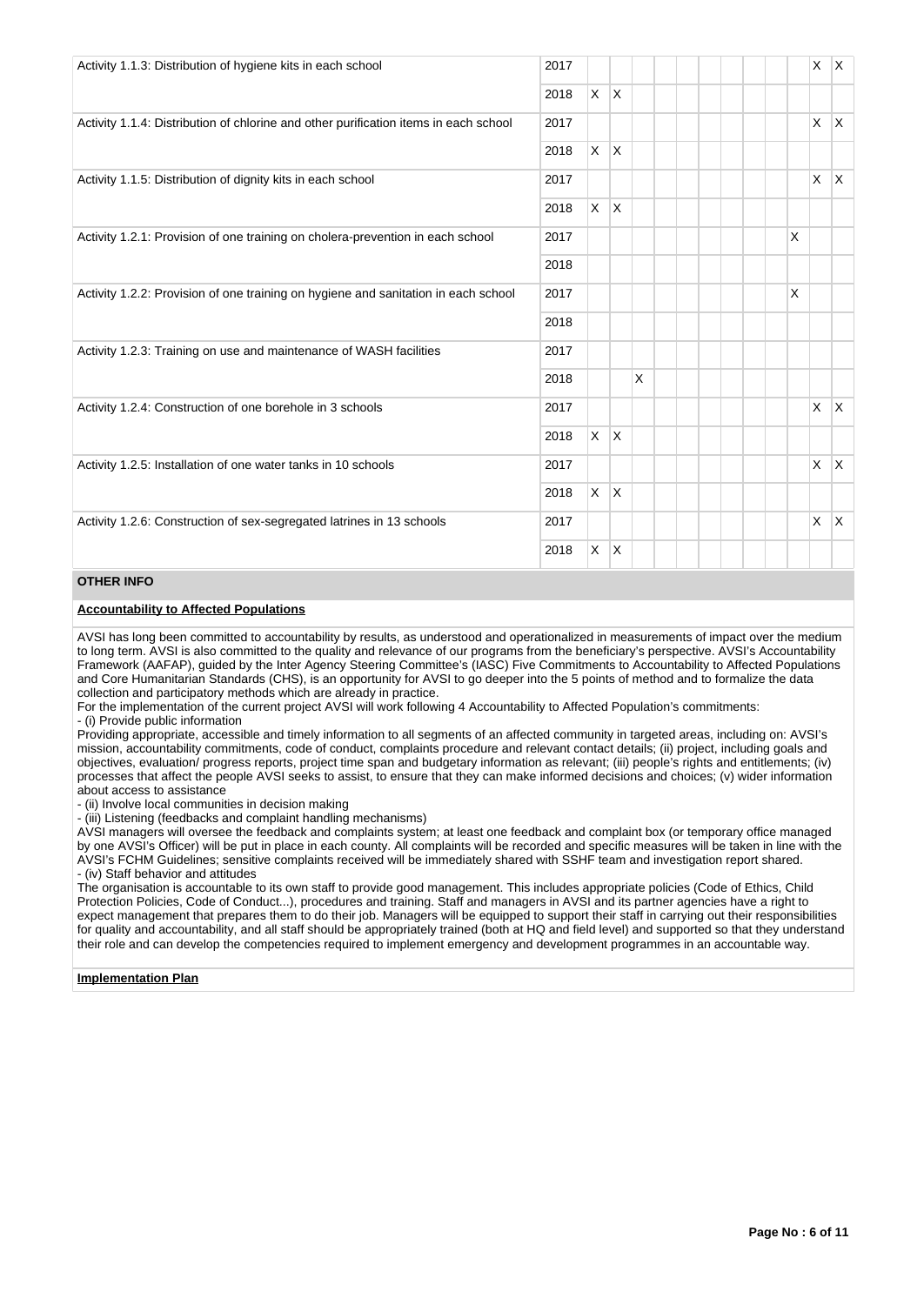| | | | | | | | | | | | | | |
|---|---|---|---|---|---|---|---|---|---|---|---|---|---|
| Activity 1.1.3: Distribution of hygiene kits in each school | 2017 | | | | | | | | | | | X | X |
| | 2018 | X | X | | | | | | | | | | |
| Activity 1.1.4: Distribution of chlorine and other purification items in each school | 2017 | | | | | | | | | | | X | X |
| | 2018 | X | X | | | | | | | | | | |
| Activity 1.1.5: Distribution of dignity kits in each school | 2017 | | | | | | | | | | | X | X |
| | 2018 | X | X | | | | | | | | | | |
| Activity 1.2.1: Provision of one training on cholera-prevention in each school | 2017 | | | | | | | | | | X | | |
| | 2018 | | | | | | | | | | | | |
| Activity 1.2.2: Provision of one training on hygiene and sanitation in each school | 2017 | | | | | | | | | | X | | |
| | 2018 | | | | | | | | | | | | |
| Activity 1.2.3: Training on use and maintenance of WASH facilities | 2017 | | | | | | | | | | | | |
| | 2018 | | | X | | | | | | | | | |
| Activity 1.2.4: Construction of one borehole in 3 schools | 2017 | | | | | | | | | | | X | X |
| | 2018 | X | X | | | | | | | | | | |
| Activity 1.2.5: Installation of one water tanks in 10 schools | 2017 | | | | | | | | | | | X | X |
| | 2018 | X | X | | | | | | | | | | |
| Activity 1.2.6: Construction of sex-segregated latrines in 13 schools | 2017 | | | | | | | | | | | X | X |
| | 2018 | X | X | | | | | | | | | | |

## OTHER INFO

**Accountability to Affected Populations**

AVSI has long been committed to accountability by results, as understood and operationalized in measurements of impact over the medium to long term. AVSI is also committed to the quality and relevance of our programs from the beneficiary's perspective. AVSI's Accountability Framework (AAFAP), guided by the Inter Agency Steering Committee's (IASC) Five Commitments to Accountability to Affected Populations and Core Humanitarian Standards (CHS), is an opportunity for AVSI to go deeper into the 5 points of method and to formalize the data collection and participatory methods which are already in practice.
For the implementation of the current project AVSI will work following 4 Accountability to Affected Population's commitments:
- (i) Provide public information

Providing appropriate, accessible and timely information to all segments of an affected community in targeted areas, including on: AVSI's mission, accountability commitments, code of conduct, complaints procedure and relevant contact details; (ii) project, including goals and objectives, evaluation/ progress reports, project time span and budgetary information as relevant; (iii) people's rights and entitlements; (iv) processes that affect the people AVSI seeks to assist, to ensure that they can make informed decisions and choices; (v) wider information about access to assistance
- (ii) Involve local communities in decision making
- (iii) Listening (feedbacks and complaint handling mechanisms)

AVSI managers will oversee the feedback and complaints system; at least one feedback and complaint box (or temporary office managed by one AVSI's Officer) will be put in place in each county. All complaints will be recorded and specific measures will be taken in line with the AVSI's FCHM Guidelines; sensitive complaints received will be immediately shared with SSHF team and investigation report shared.
- (iv) Staff behavior and attitudes

The organisation is accountable to its own staff to provide good management. This includes appropriate policies (Code of Ethics, Child Protection Policies, Code of Conduct...), procedures and training. Staff and managers in AVSI and its partner agencies have a right to expect management that prepares them to do their job. Managers will be equipped to support their staff in carrying out their responsibilities for quality and accountability, and all staff should be appropriately trained (both at HQ and field level) and supported so that they understand their role and can develop the competencies required to implement emergency and development programmes in an accountable way.

**Implementation Plan**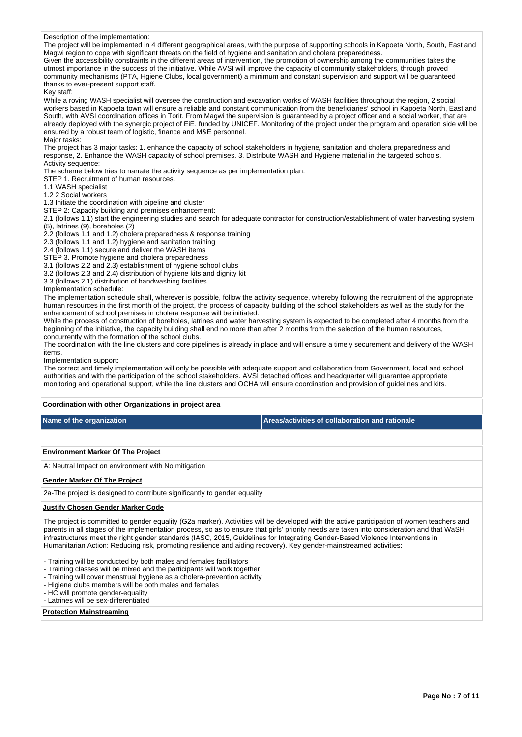Description of the implementation:
The project will be implemented in 4 different geographical areas, with the purpose of supporting schools in Kapoeta North, South, East and Magwi region to cope with significant threats on the field of hygiene and sanitation and cholera preparedness.
Given the accessibility constraints in the different areas of intervention, the promotion of ownership among the communities takes the utmost importance in the success of the initiative. While AVSI will improve the capacity of community stakeholders, through proved community mechanisms (PTA, Hgiene Clubs, local government) a minimum and constant supervision and support will be guaranteed thanks to ever-present support staff.
Key staff:
While a roving WASH specialist will oversee the construction and excavation works of WASH facilities throughout the region, 2 social workers based in Kapoeta town will ensure a reliable and constant communication from the beneficiaries' school in Kapoeta North, East and South, with AVSI coordination offices in Torit. From Magwi the supervision is guaranteed by a project officer and a social worker, that are already deployed with the synergic project of EiE, funded by UNICEF. Monitoring of the project under the program and operation side will be ensured by a robust team of logistic, finance and M&E personnel.
Major tasks:
The project has 3 major tasks: 1. enhance the capacity of school stakeholders in hygiene, sanitation and cholera preparedness and response, 2. Enhance the WASH capacity of school premises. 3. Distribute WASH and Hygiene material in the targeted schools.
Activity sequence:
The scheme below tries to narrate the activity sequence as per implementation plan:
STEP 1. Recruitment of human resources.
1.1 WASH specialist
1.2 2 Social workers
1.3 Initiate the coordination with pipeline and cluster
STEP 2: Capacity building and premises enhancement:
2.1 (follows 1.1) start the engineering studies and search for adequate contractor for construction/establishment of water harvesting system (5), latrines (9), boreholes (2)
2.2 (follows 1.1 and 1.2) cholera preparedness & response training
2.3 (follows 1.1 and 1.2) hygiene and sanitation training
2.4 (follows 1.1) secure and deliver the WASH items
STEP 3. Promote hygiene and cholera preparedness
3.1 (follows 2.2 and 2.3) establishment of hygiene school clubs
3.2 (follows 2.3 and 2.4) distribution of hygiene kits and dignity kit
3.3 (follows 2.1) distribution of handwashing facilities
Implementation schedule:
The implementation schedule shall, wherever is possible, follow the activity sequence, whereby following the recruitment of the appropriate human resources in the first month of the project, the process of capacity building of the school stakeholders as well as the study for the enhancement of school premises in cholera response will be initiated.
While the process of construction of boreholes, latrines and water harvesting system is expected to be completed after 4 months from the beginning of the initiative, the capacity building shall end no more than after 2 months from the selection of the human resources, concurrently with the formation of the school clubs.
The coordination with the line clusters and core pipelines is already in place and will ensure a timely securement and delivery of the WASH items.
Implementation support:
The correct and timely implementation will only be possible with adequate support and collaboration from Government, local and school authorities and with the participation of the school stakeholders. AVSI detached offices and headquarter will guarantee appropriate monitoring and operational support, while the line clusters and OCHA will ensure coordination and provision of guidelines and kits.

**Coordination with other Organizations in project area**

| Name of the organization | Areas/activities of collaboration and rationale |
|---|---|
| | |

**Environment Marker Of The Project**

A: Neutral Impact on environment with No mitigation

**Gender Marker Of The Project**

2a-The project is designed to contribute significantly to gender equality

**Justify Chosen Gender Marker Code**

The project is committed to gender equality (G2a marker). Activities will be developed with the active participation of women teachers and parents in all stages of the implementation process, so as to ensure that girls' priority needs are taken into consideration and that WaSH infrastructures meet the right gender standards (IASC, 2015, Guidelines for Integrating Gender-Based Violence Interventions in Humanitarian Action: Reducing risk, promoting resilience and aiding recovery). Key gender-mainstreamed activities:

- Training will be conducted by both males and females facilitators
- Training classes will be mixed and the participants will work together
- Training will cover menstrual hygiene as a cholera-prevention activity
- Higiene clubs members will be both males and females
- HC will promote gender-equality
- Latrines will be sex-differentiated

**Protection Mainstreaming**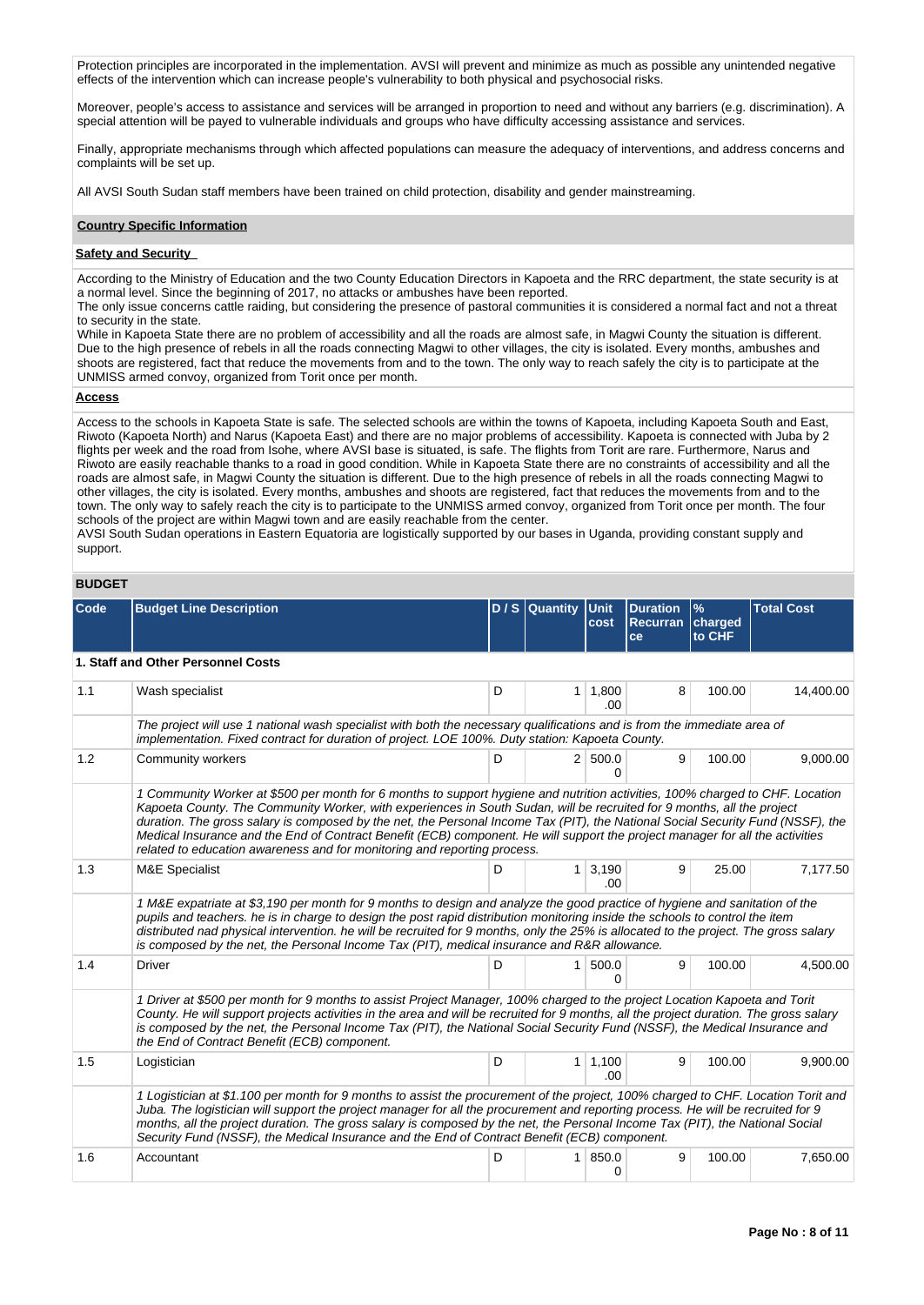Protection principles are incorporated in the implementation. AVSI will prevent and minimize as much as possible any unintended negative effects of the intervention which can increase people's vulnerability to both physical and psychosocial risks.

Moreover, people's access to assistance and services will be arranged in proportion to need and without any barriers (e.g. discrimination). A special attention will be payed to vulnerable individuals and groups who have difficulty accessing assistance and services.

Finally, appropriate mechanisms through which affected populations can measure the adequacy of interventions, and address concerns and complaints will be set up.

All AVSI South Sudan staff members have been trained on child protection, disability and gender mainstreaming.

**Country Specific Information**

**Safety and Security**

According to the Ministry of Education and the two County Education Directors in Kapoeta and the RRC department, the state security is at a normal level. Since the beginning of 2017, no attacks or ambushes have been reported.
The only issue concerns cattle raiding, but considering the presence of pastoral communities it is considered a normal fact and not a threat to security in the state.
While in Kapoeta State there are no problem of accessibility and all the roads are almost safe, in Magwi County the situation is different. Due to the high presence of rebels in all the roads connecting Magwi to other villages, the city is isolated. Every months, ambushes and shoots are registered, fact that reduce the movements from and to the town. The only way to reach safely the city is to participate at the UNMISS armed convoy, organized from Torit once per month.

**Access**

Access to the schools in Kapoeta State is safe. The selected schools are within the towns of Kapoeta, including Kapoeta South and East, Riwoto (Kapoeta North) and Narus (Kapoeta East) and there are no major problems of accessibility. Kapoeta is connected with Juba by 2 flights per week and the road from Isohe, where AVSI base is situated, is safe. The flights from Torit are rare. Furthermore, Narus and Riwoto are easily reachable thanks to a road in good condition. While in Kapoeta State there are no constraints of accessibility and all the roads are almost safe, in Magwi County the situation is different. Due to the high presence of rebels in all the roads connecting Magwi to other villages, the city is isolated. Every months, ambushes and shoots are registered, fact that reduces the movements from and to the town. The only way to safely reach the city is to participate to the UNMISS armed convoy, organized from Torit once per month. The four schools of the project are within Magwi town and are easily reachable from the center.
AVSI South Sudan operations in Eastern Equatoria are logistically supported by our bases in Uganda, providing constant supply and support.

## BUDGET

| Code | Budget Line Description | D / S | Quantity | Unit cost | Duration Recurrance | % charged to CHF | Total Cost |
|---|---|---|---|---|---|---|---|
| **1. Staff and Other Personnel Costs** | | | | | | | |
| 1.1 | Wash specialist | D | 1 | 1,800.00 | 8 | 100.00 | 14,400.00 |
| | *The project will use 1 national wash specialist with both the necessary qualifications and is from the immediate area of implementation. Fixed contract for duration of project. LOE 100%. Duty station: Kapoeta County.* | | | | | | |
| 1.2 | Community workers | D | 2 | 500.00 | 9 | 100.00 | 9,000.00 |
| | *1 Community Worker at $500 per month for 6 months to support hygiene and nutrition activities, 100% charged to CHF. Location Kapoeta County. The Community Worker, with experiences in South Sudan, will be recruited for 9 months, all the project duration. The gross salary is composed by the net, the Personal Income Tax (PIT), the National Social Security Fund (NSSF), the Medical Insurance and the End of Contract Benefit (ECB) component. He will support the project manager for all the activities related to education awareness and for monitoring and reporting process.* | | | | | | |
| 1.3 | M&E Specialist | D | 1 | 3,190.00 | 9 | 25.00 | 7,177.50 |
| | *1 M&E expatriate at $3,190 per month for 9 months to design and analyze the good practice of hygiene and sanitation of the pupils and teachers. he is in charge to design the post rapid distribution monitoring inside the schools to control the item distributed nad physical intervention. he will be recruited for 9 months, only the 25% is allocated to the project. The gross salary is composed by the net, the Personal Income Tax (PIT), medical insurance and R&R allowance.* | | | | | | |
| 1.4 | Driver | D | 1 | 500.00 | 9 | 100.00 | 4,500.00 |
| | *1 Driver at $500 per month for 9 months to assist Project Manager, 100% charged to the project Location Kapoeta and Torit County. He will support projects activities in the area and will be recruited for 9 months, all the project duration. The gross salary is composed by the net, the Personal Income Tax (PIT), the National Social Security Fund (NSSF), the Medical Insurance and the End of Contract Benefit (ECB) component.* | | | | | | |
| 1.5 | Logistician | D | 1 | 1,100.00 | 9 | 100.00 | 9,900.00 |
| | *1 Logistician at $1.100 per month for 9 months to assist the procurement of the project, 100% charged to CHF. Location Torit and Juba. The logistician will support the project manager for all the procurement and reporting process. He will be recruited for 9 months, all the project duration. The gross salary is composed by the net, the Personal Income Tax (PIT), the National Social Security Fund (NSSF), the Medical Insurance and the End of Contract Benefit (ECB) component.* | | | | | | |
| 1.6 | Accountant | D | 1 | 850.00 | 9 | 100.00 | 7,650.00 |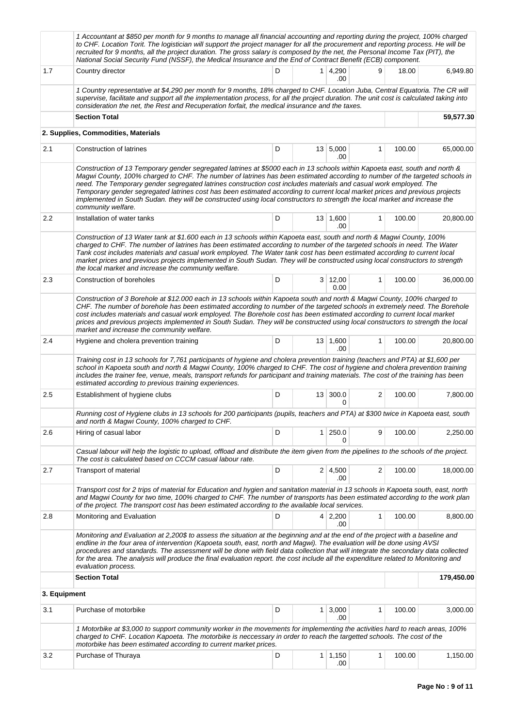| | | | | | | | |
|---|---|---|---|---|---|---|---|
| | *1 Accountant at $850 per month for 9 months to manage all financial accounting and reporting during the project, 100% charged to CHF. Location Torit. The logistician will support the project manager for all the procurement and reporting process. He will be recruited for 9 months, all the project duration. The gross salary is composed by the net, the Personal Income Tax (PIT), the National Social Security Fund (NSSF), the Medical Insurance and the End of Contract Benefit (ECB) component.* | | | | | | |
| 1.7 | Country director | D | 1 | 4,290.00 | 9 | 18.00 | 6,949.80 |
| | *1 Country representative at $4,290 per month for 9 months, 18% charged to CHF. Location Juba, Central Equatoria. The CR will supervise, facilitate and support all the implementation process, for all the project duration. The unit cost is calculated taking into consideration the net, the Rest and Recuperation forfait, the medical insurance and the taxes.* | | | | | | |
| | **Section Total** | | | | | | **59,577.30** |
| | **2. Supplies, Commodities, Materials** | | | | | | |
| 2.1 | Construction of latrines | D | 13 | 5,000.00 | 1 | 100.00 | 65,000.00 |
| | *Construction of 13 Temporary gender segregated latrines at $5000 each in 13 schools within Kapoeta east, south and north & Magwi County, 100% charged to CHF. The number of latrines has been estimated according to number of the targeted schools in need. The Temporary gender segregated latrines construction cost includes materials and casual work employed. The Temporary gender segregated latrines cost has been estimated according to current local market prices and previous projects implemented in South Sudan. they will be constructed using local constructors to strength the local market and increase the community welfare.* | | | | | | |
| 2.2 | Installation of water tanks | D | 13 | 1,600.00 | 1 | 100.00 | 20,800.00 |
| | *Construction of 13 Water tank at $1.600 each in 13 schools within Kapoeta east, south and north & Magwi County, 100% charged to CHF. The number of latrines has been estimated according to number of the targeted schools in need. The Water Tank cost includes materials and casual work employed. The Water tank cost has been estimated according to current local market prices and previous projects implemented in South Sudan. They will be constructed using local constructors to strength the local market and increase the community welfare.* | | | | | | |
| 2.3 | Construction of boreholes | D | 3 | 12,000.00 | 1 | 100.00 | 36,000.00 |
| | *Construction of 3 Borehole at $12.000 each in 13 schools within Kapoeta south and north & Magwi County, 100% charged to CHF. The number of borehole has been estimated according to number of the targeted schools in extremely need. The Borehole cost includes materials and casual work employed. The Borehole cost has been estimated according to current local market prices and previous projects implemented in South Sudan. They will be constructed using local constructors to strength the local market and increase the community welfare.* | | | | | | |
| 2.4 | Hygiene and cholera prevention training | D | 13 | 1,600.00 | 1 | 100.00 | 20,800.00 |
| | *Training cost in 13 schools for 7,761 participants of hygiene and cholera prevention training (teachers and PTA) at $1,600 per school in Kapoeta south and north & Magwi County, 100% charged to CHF. The cost of hygiene and cholera prevention training includes the trainer fee, venue, meals, transport refunds for participant and training materials. The cost of the training has been estimated according to previous training experiences.* | | | | | | |
| 2.5 | Establishment of hygiene clubs | D | 13 | 300.00 | 2 | 100.00 | 7,800.00 |
| | *Running cost of Hygiene clubs in 13 schools for 200 participants (pupils, teachers and PTA) at $300 twice in Kapoeta east, south and north & Magwi County, 100% charged to CHF.* | | | | | | |
| 2.6 | Hiring of casual labor | D | 1 | 250.00 | 9 | 100.00 | 2,250.00 |
| | *Casual labour will help the logistic to upload, offload and distribute the item given from the pipelines to the schools of the project. The cost is calculated based on CCCM casual labour rate.* | | | | | | |
| 2.7 | Transport of material | D | 2 | 4,500.00 | 2 | 100.00 | 18,000.00 |
| | *Transport cost for 2 trips of material for Education and hygien and sanitation material in 13 schools in Kapoeta south, east, north and Magwi County for two time, 100% charged to CHF. The number of transports has been estimated according to the work plan of the project. The transport cost has been estimated according to the available local services.* | | | | | | |
| 2.8 | Monitoring and Evaluation | D | 4 | 2,200.00 | 1 | 100.00 | 8,800.00 |
| | *Monitoring and Evaluation at 2,200$ to assess the situation at the beginning and at the end of the project with a baseline and endline in the four area of intervention (Kapoeta south, east, north and Magwi). The evaluation will be done using AVSI procedures and standards. The assessment will be done with field data collection that will integrate the secondary data collected for the area. The analysis will produce the final evaluation report. the cost include all the expenditure related to Monitoring and evaluation process.* | | | | | | |
| | **Section Total** | | | | | | **179,450.00** |
| **3. Equipment** | | | | | | | |
| 3.1 | Purchase of motorbike | D | 1 | 3,000.00 | 1 | 100.00 | 3,000.00 |
| | *1 Motorbike at $3,000 to support community worker in the movements for implementing the activities hard to reach areas, 100% charged to CHF. Location Kapoeta. The motorbike is neccessary in order to reach the targetted schools. The cost of the motorbike has been estimated according to current market prices.* | | | | | | |
| 3.2 | Purchase of Thuraya | D | 1 | 1,150.00 | 1 | 100.00 | 1,150.00 |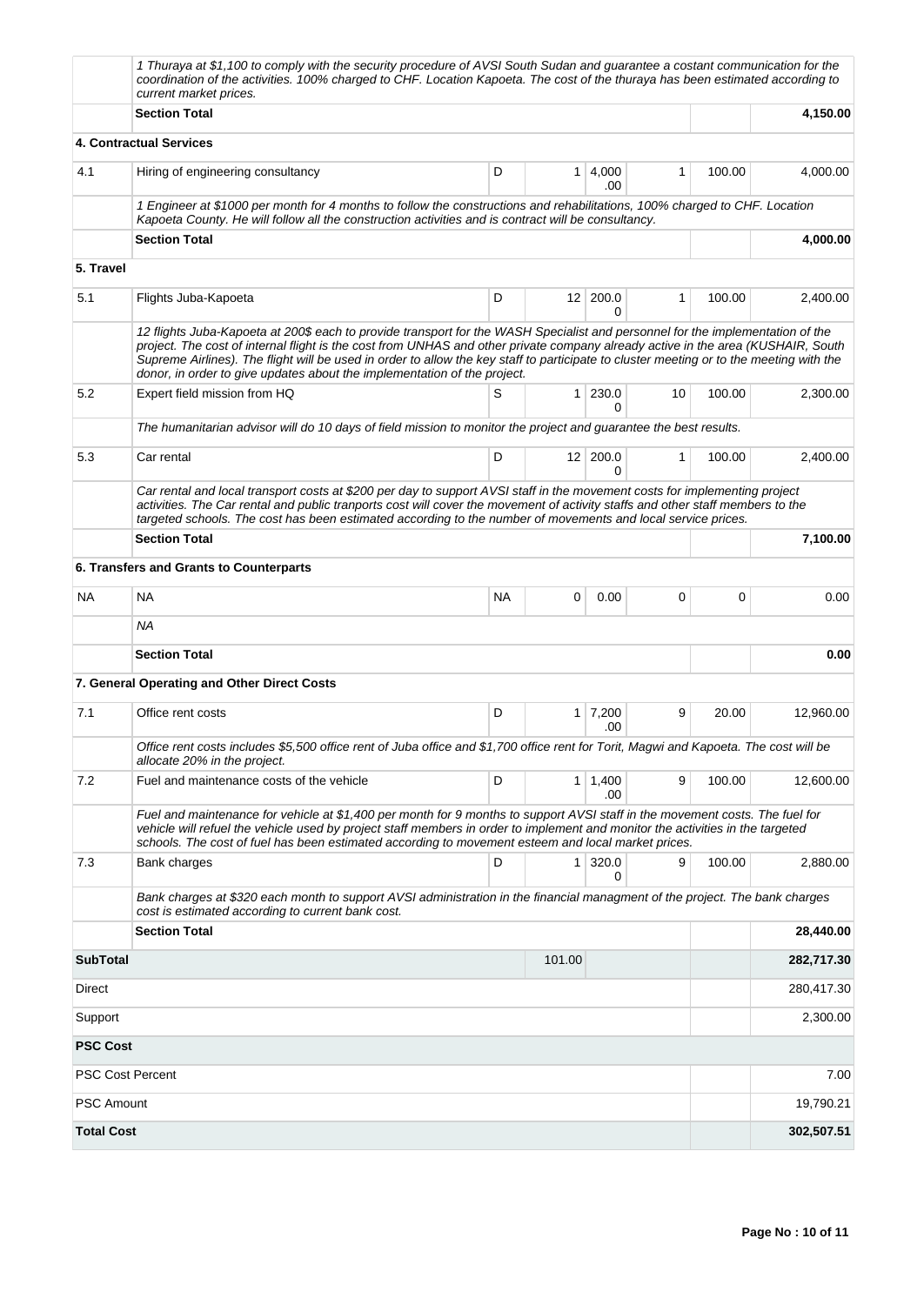| | | | | | | | |
|---|---|---|---|---|---|---|---|
| | *1 Thuraya at $1,100 to comply with the security procedure of AVSI South Sudan and guarantee a costant communication for the coordination of the activities. 100% charged to CHF. Location Kapoeta. The cost of the thuraya has been estimated according to current market prices.* | | | | | | |
| | **Section Total** | | | | | | **4,150.00** |
| **4. Contractual Services** | | | | | | | |
| 4.1 | Hiring of engineering consultancy | D | 1 | 4,000.00 | 1 | 100.00 | 4,000.00 |
| | *1 Engineer at $1000 per month for 4 months to follow the constructions and rehabilitations, 100% charged to CHF. Location Kapoeta County. He will follow all the construction activities and is contract will be consultancy.* | | | | | | |
| | **Section Total** | | | | | | **4,000.00** |
| **5. Travel** | | | | | | | |
| 5.1 | Flights Juba-Kapoeta | D | 12 | 200.00 | 1 | 100.00 | 2,400.00 |
| | *12 flights Juba-Kapoeta at 200$ each to provide transport for the WASH Specialist and personnel for the implementation of the project. The cost of internal flight is the cost from UNHAS and other private company already active in the area (KUSHAIR, South Supreme Airlines). The flight will be used in order to allow the key staff to participate to cluster meeting or to the meeting with the donor, in order to give updates about the implementation of the project.* | | | | | | |
| 5.2 | Expert field mission from HQ | S | 1 | 230.00 | 10 | 100.00 | 2,300.00 |
| | *The humanitarian advisor will do 10 days of field mission to monitor the project and guarantee the best results.* | | | | | | |
| 5.3 | Car rental | D | 12 | 200.00 | 1 | 100.00 | 2,400.00 |
| | *Car rental and local transport costs at $200 per day to support AVSI staff in the movement costs for implementing project activities. The Car rental and public tranports cost will cover the movement of activity staffs and other staff members to the targeted schools. The cost has been estimated according to the number of movements and local service prices.* | | | | | | |
| | **Section Total** | | | | | | **7,100.00** |
| **6. Transfers and Grants to Counterparts** | | | | | | | |
| NA | NA | NA | 0 | 0.00 | 0 | 0 | 0.00 |
| | *NA* | | | | | | |
| | **Section Total** | | | | | | **0.00** |
| **7. General Operating and Other Direct Costs** | | | | | | | |
| 7.1 | Office rent costs | D | 1 | 7,200.00 | 9 | 20.00 | 12,960.00 |
| | *Office rent costs includes $5,500 office rent of Juba office and $1,700 office rent for Torit, Magwi and Kapoeta. The cost will be allocate 20% in the project.* | | | | | | |
| 7.2 | Fuel and maintenance costs of the vehicle | D | 1 | 1,400.00 | 9 | 100.00 | 12,600.00 |
| | *Fuel and maintenance for vehicle at $1,400 per month for 9 months to support AVSI staff in the movement costs. The fuel for vehicle will refuel the vehicle used by project staff members in order to implement and monitor the activities in the targeted schools. The cost of fuel has been estimated according to movement esteem and local market prices.* | | | | | | |
| 7.3 | Bank charges | D | 1 | 320.00 | 9 | 100.00 | 2,880.00 |
| | *Bank charges at $320 each month to support AVSI administration in the financial managment of the project. The bank charges cost is estimated according to current bank cost.* | | | | | | |
| | **Section Total** | | | | | | **28,440.00** |
| **SubTotal** | | | 101.00 | | | | **282,717.30** |
| Direct | | | | | | | 280,417.30 |
| Support | | | | | | | 2,300.00 |
| **PSC Cost** | | | | | | | |
| PSC Cost Percent | | | | | | | 7.00 |
| PSC Amount | | | | | | | 19,790.21 |
| **Total Cost** | | | | | | | **302,507.51** |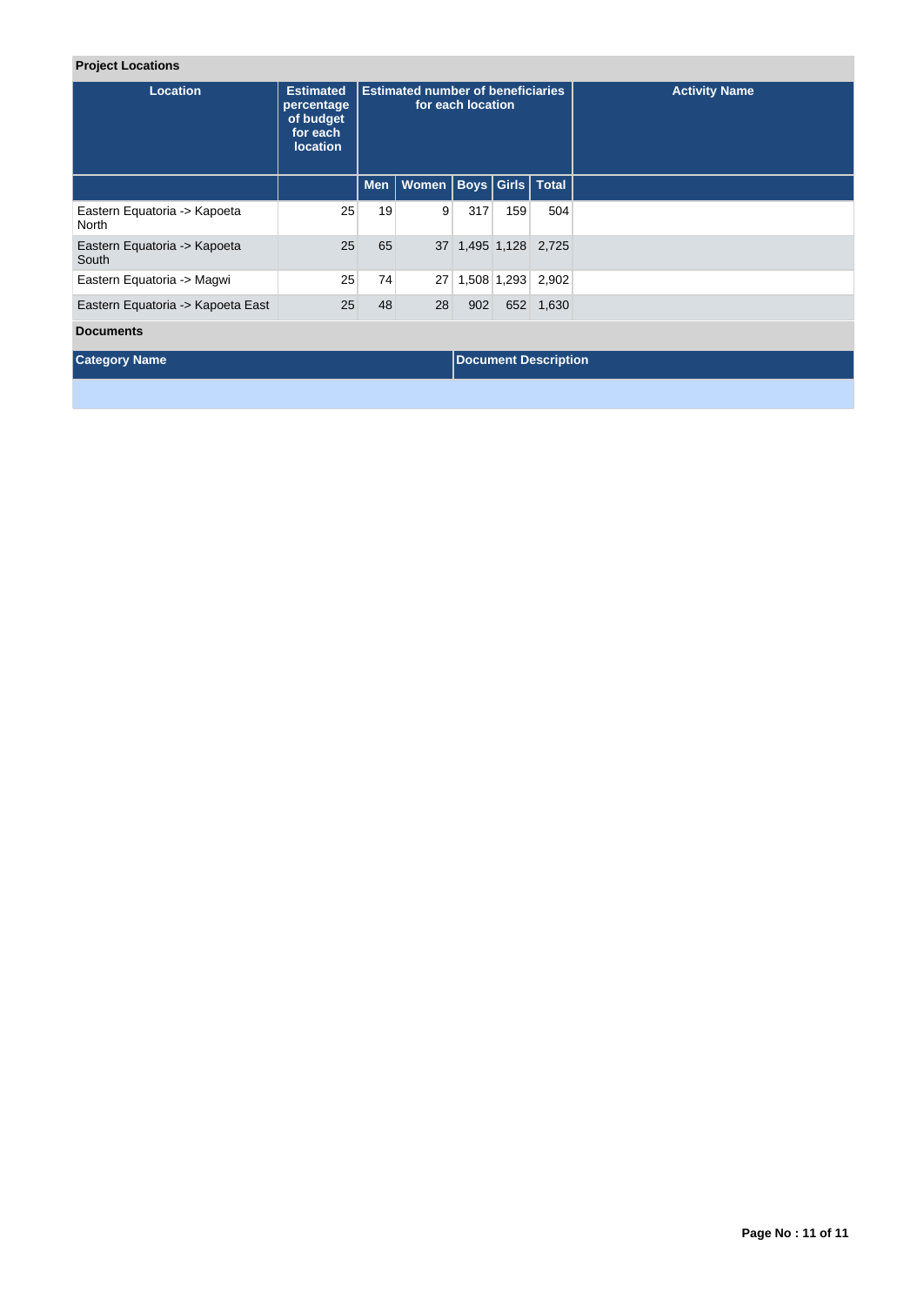**Project Locations**

| Location | Estimated percentage of budget for each location | Estimated number of beneficiaries for each location | | | | | Activity Name |
|---|---|---|---|---|---|---|---|
| | | Men | Women | Boys | Girls | Total | |
| Eastern Equatoria -> Kapoeta North | 25 | 19 | 9 | 317 | 159 | 504 | |
| Eastern Equatoria -> Kapoeta South | 25 | 65 | 37 | 1,495 | 1,128 | 2,725 | |
| Eastern Equatoria -> Magwi | 25 | 74 | 27 | 1,508 | 1,293 | 2,902 | |
| Eastern Equatoria -> Kapoeta East | 25 | 48 | 28 | 902 | 652 | 1,630 | |

**Documents**

| Category Name | Document Description |
|---|---|
| | |